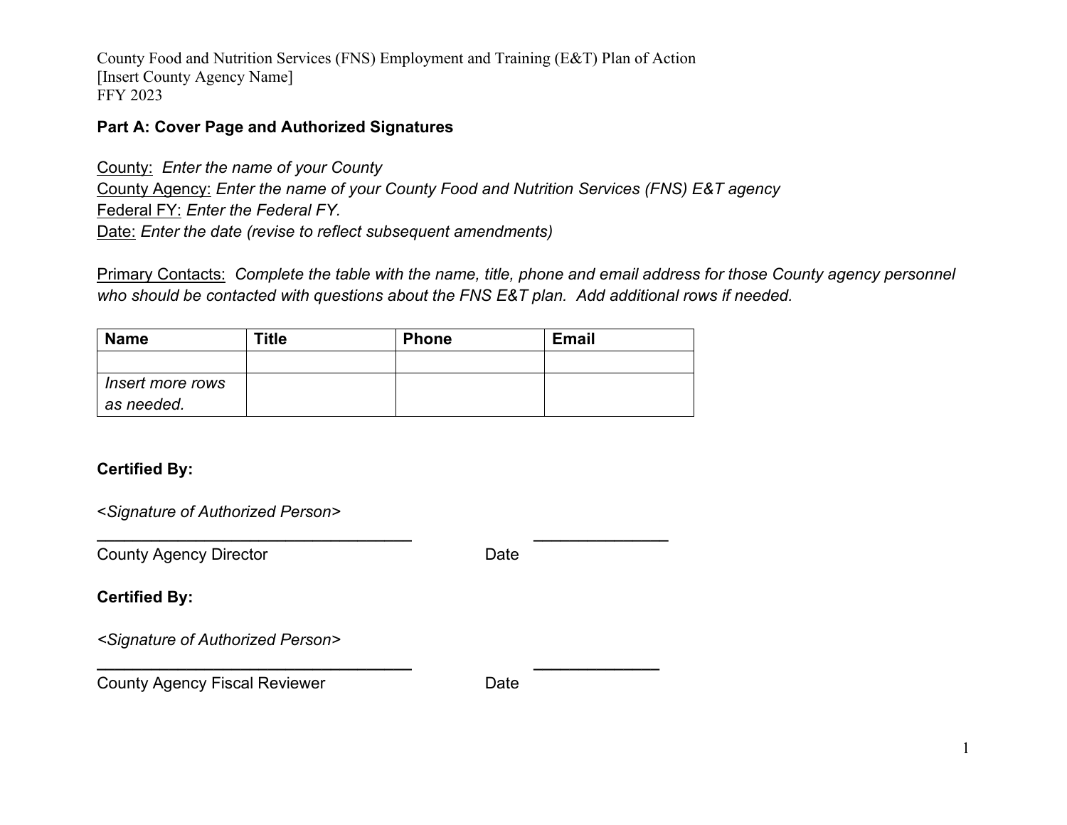County Food and Nutrition Services (FNS) Employment and Training (E&T) Plan of Action
[Insert County Agency Name]
FFY 2023

## Part A: Cover Page and Authorized Signatures

County: *Enter the name of your County*
County Agency: *Enter the name of your County Food and Nutrition Services (FNS) E&T agency*
Federal FY: *Enter the Federal FY.*
Date: *Enter the date (revise to reflect subsequent amendments)*

Primary Contacts: *Complete the table with the name, title, phone and email address for those County agency personnel who should be contacted with questions about the FNS E&T plan. Add additional rows if needed.*

| Name | Title | Phone | Email |
|---|---|---|---|
| | | | |
| *Insert more rows as needed.* | | | |

**Certified By:**

<*Signature of Authorized Person*>

___________________________________ _______________

County Agency Director Date

**Certified By:**

<*Signature of Authorized Person*>

___________________________________ ______________

County Agency Fiscal Reviewer Date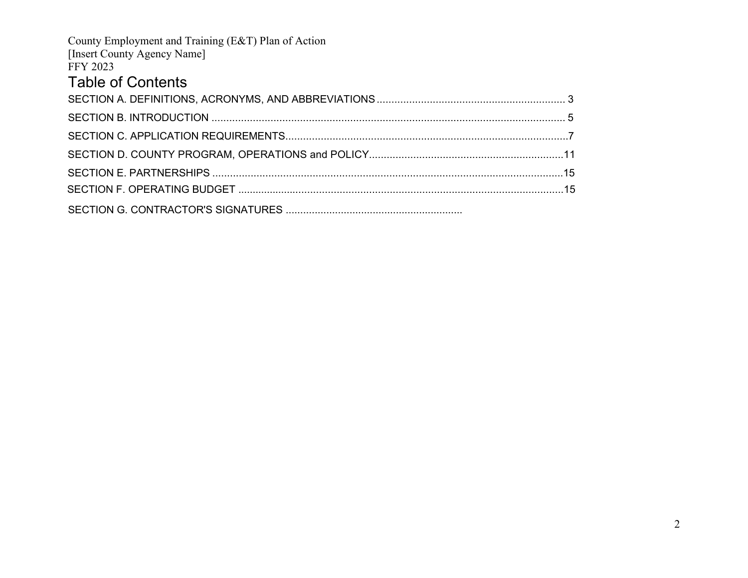County Employment and Training (E&T) Plan of Action
[Insert County Agency Name]
FFY 2023

# Table of Contents

SECTION A. DEFINITIONS, ACRONYMS, AND ABBREVIATIONS ................................................................ 3

SECTION B. INTRODUCTION ........................................................................................................................ 5

SECTION C. APPLICATION REQUIREMENTS................................................................................................7

SECTION D. COUNTY PROGRAM, OPERATIONS and POLICY.................................................................11

SECTION E. PARTNERSHIPS .......................................................................................................................15

SECTION F. OPERATING BUDGET ..............................................................................................................15

SECTION G. CONTRACTOR'S SIGNATURES ............................................................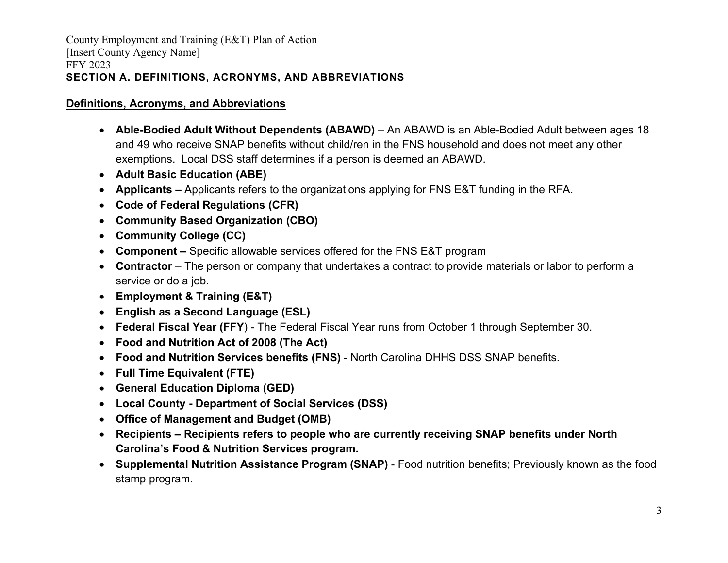## SECTION A. DEFINITIONS, ACRONYMS, AND ABBREVIATIONS

### Definitions, Acronyms, and Abbreviations

- **Able-Bodied Adult Without Dependents (ABAWD)** – An ABAWD is an Able-Bodied Adult between ages 18 and 49 who receive SNAP benefits without child/ren in the FNS household and does not meet any other exemptions. Local DSS staff determines if a person is deemed an ABAWD.
- **Adult Basic Education (ABE)**
- **Applicants –** Applicants refers to the organizations applying for FNS E&T funding in the RFA.
- **Code of Federal Regulations (CFR)**
- **Community Based Organization (CBO)**
- **Community College (CC)**
- **Component –** Specific allowable services offered for the FNS E&T program
- **Contractor** – The person or company that undertakes a contract to provide materials or labor to perform a service or do a job.
- **Employment & Training (E&T)**
- **English as a Second Language (ESL)**
- **Federal Fiscal Year (FFY**) - The Federal Fiscal Year runs from October 1 through September 30.
- **Food and Nutrition Act of 2008 (The Act)**
- **Food and Nutrition Services benefits (FNS)** - North Carolina DHHS DSS SNAP benefits.
- **Full Time Equivalent (FTE)**
- **General Education Diploma (GED)**
- **Local County - Department of Social Services (DSS)**
- **Office of Management and Budget (OMB)**
- **Recipients – Recipients refers to people who are currently receiving SNAP benefits under North Carolina's Food & Nutrition Services program.**
- **Supplemental Nutrition Assistance Program (SNAP)** - Food nutrition benefits; Previously known as the food stamp program.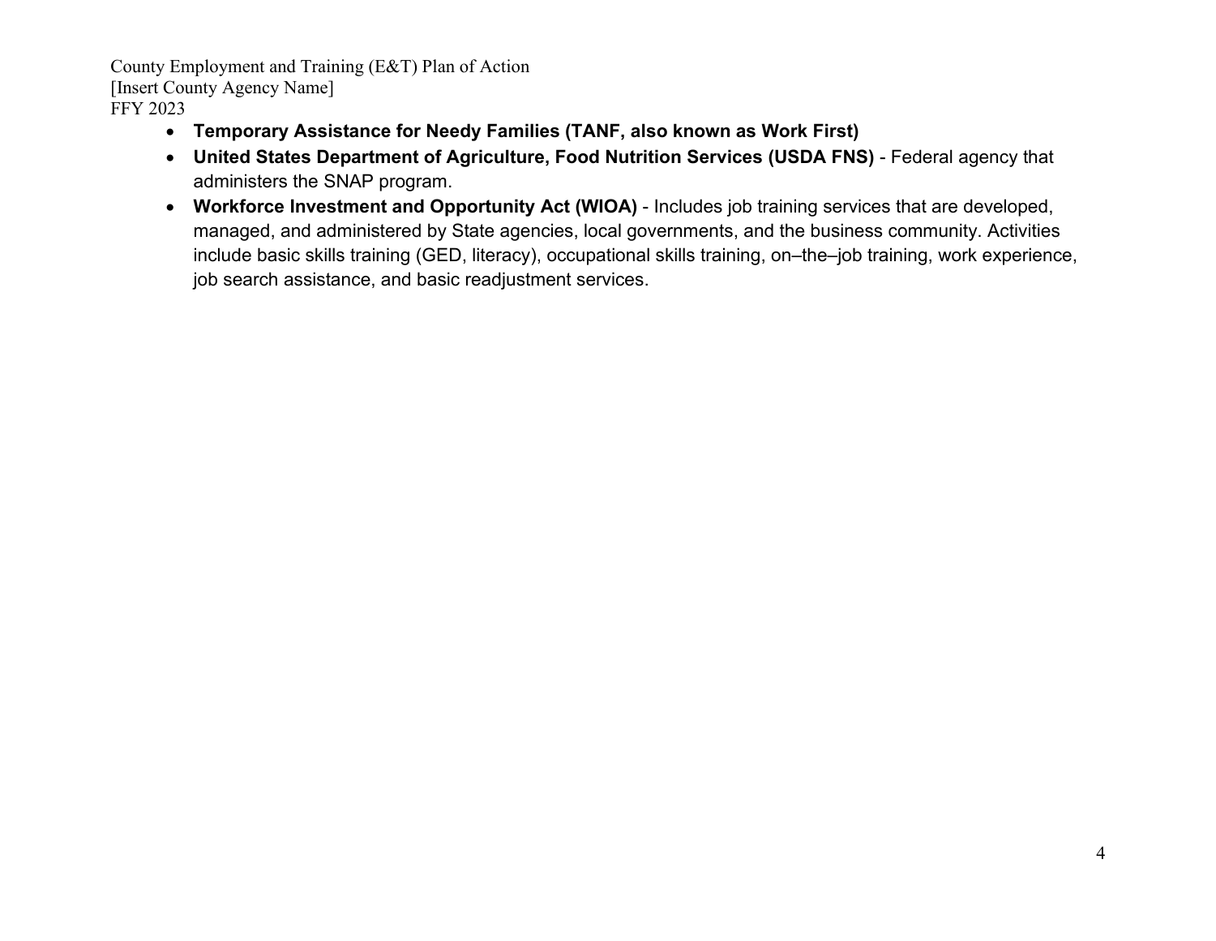- **Temporary Assistance for Needy Families (TANF, also known as Work First)**
- **United States Department of Agriculture, Food Nutrition Services (USDA FNS)** - Federal agency that administers the SNAP program.
- **Workforce Investment and Opportunity Act (WIOA)** - Includes job training services that are developed, managed, and administered by State agencies, local governments, and the business community. Activities include basic skills training (GED, literacy), occupational skills training, on–the–job training, work experience, job search assistance, and basic readjustment services.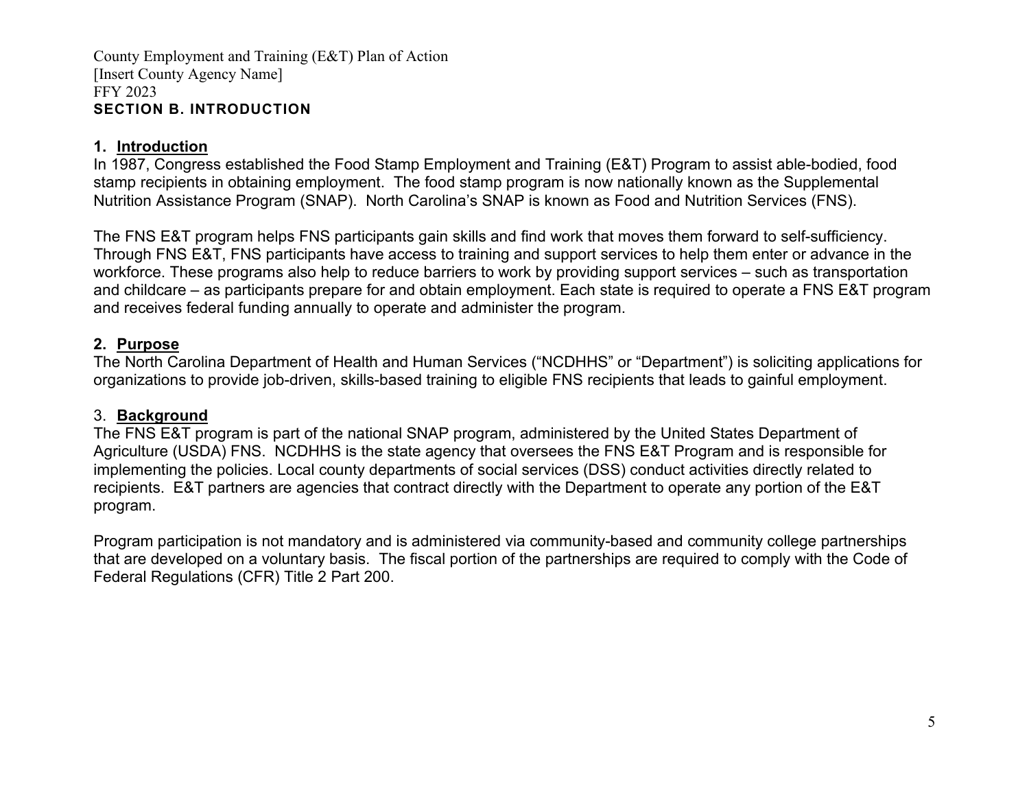County Employment and Training (E&T) Plan of Action
[Insert County Agency Name]
FFY 2023

## SECTION B. INTRODUCTION

### 1. Introduction

In 1987, Congress established the Food Stamp Employment and Training (E&T) Program to assist able-bodied, food stamp recipients in obtaining employment. The food stamp program is now nationally known as the Supplemental Nutrition Assistance Program (SNAP). North Carolina's SNAP is known as Food and Nutrition Services (FNS).

The FNS E&T program helps FNS participants gain skills and find work that moves them forward to self-sufficiency. Through FNS E&T, FNS participants have access to training and support services to help them enter or advance in the workforce. These programs also help to reduce barriers to work by providing support services – such as transportation and childcare – as participants prepare for and obtain employment. Each state is required to operate a FNS E&T program and receives federal funding annually to operate and administer the program.

### 2. Purpose

The North Carolina Department of Health and Human Services ("NCDHHS" or "Department") is soliciting applications for organizations to provide job-driven, skills-based training to eligible FNS recipients that leads to gainful employment.

### 3. Background

The FNS E&T program is part of the national SNAP program, administered by the United States Department of Agriculture (USDA) FNS. NCDHHS is the state agency that oversees the FNS E&T Program and is responsible for implementing the policies. Local county departments of social services (DSS) conduct activities directly related to recipients. E&T partners are agencies that contract directly with the Department to operate any portion of the E&T program.

Program participation is not mandatory and is administered via community-based and community college partnerships that are developed on a voluntary basis. The fiscal portion of the partnerships are required to comply with the Code of Federal Regulations (CFR) Title 2 Part 200.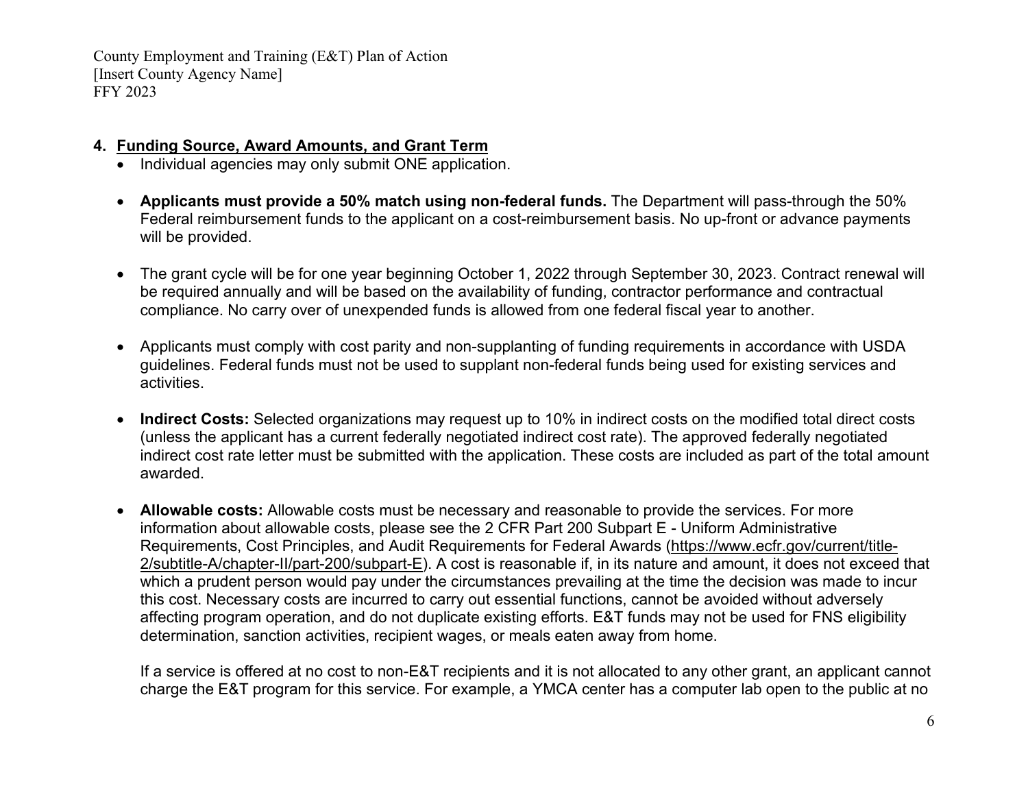## 4. Funding Source, Award Amounts, and Grant Term

- Individual agencies may only submit ONE application.

- **Applicants must provide a 50% match using non-federal funds.** The Department will pass-through the 50% Federal reimbursement funds to the applicant on a cost-reimbursement basis. No up-front or advance payments will be provided.

- The grant cycle will be for one year beginning October 1, 2022 through September 30, 2023. Contract renewal will be required annually and will be based on the availability of funding, contractor performance and contractual compliance. No carry over of unexpended funds is allowed from one federal fiscal year to another.

- Applicants must comply with cost parity and non-supplanting of funding requirements in accordance with USDA guidelines. Federal funds must not be used to supplant non-federal funds being used for existing services and activities.

- **Indirect Costs:** Selected organizations may request up to 10% in indirect costs on the modified total direct costs (unless the applicant has a current federally negotiated indirect cost rate). The approved federally negotiated indirect cost rate letter must be submitted with the application. These costs are included as part of the total amount awarded.

- **Allowable costs:** Allowable costs must be necessary and reasonable to provide the services. For more information about allowable costs, please see the 2 CFR Part 200 Subpart E - Uniform Administrative Requirements, Cost Principles, and Audit Requirements for Federal Awards (https://www.ecfr.gov/current/title-2/subtitle-A/chapter-II/part-200/subpart-E). A cost is reasonable if, in its nature and amount, it does not exceed that which a prudent person would pay under the circumstances prevailing at the time the decision was made to incur this cost. Necessary costs are incurred to carry out essential functions, cannot be avoided without adversely affecting program operation, and do not duplicate existing efforts. E&T funds may not be used for FNS eligibility determination, sanction activities, recipient wages, or meals eaten away from home.

  If a service is offered at no cost to non-E&T recipients and it is not allocated to any other grant, an applicant cannot charge the E&T program for this service. For example, a YMCA center has a computer lab open to the public at no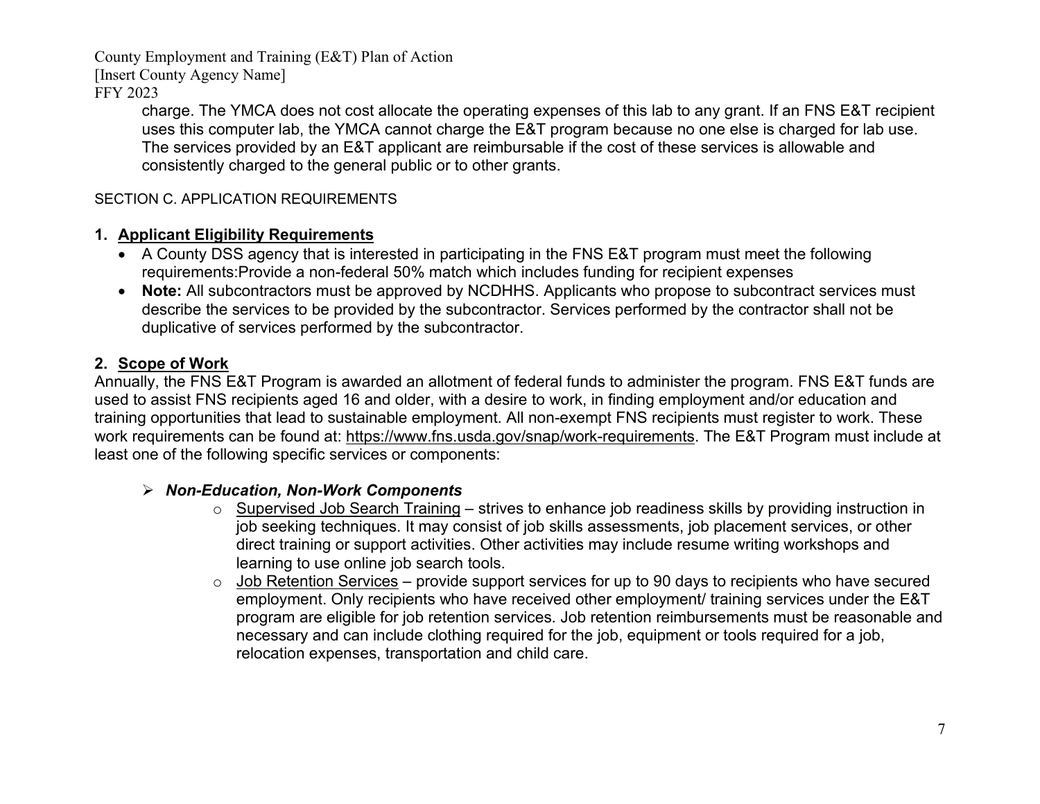charge. The YMCA does not cost allocate the operating expenses of this lab to any grant. If an FNS E&T recipient uses this computer lab, the YMCA cannot charge the E&T program because no one else is charged for lab use. The services provided by an E&T applicant are reimbursable if the cost of these services is allowable and consistently charged to the general public or to other grants.

SECTION C. APPLICATION REQUIREMENTS

**1. Applicant Eligibility Requirements**

- A County DSS agency that is interested in participating in the FNS E&T program must meet the following requirements:Provide a non-federal 50% match which includes funding for recipient expenses
- **Note:** All subcontractors must be approved by NCDHHS. Applicants who propose to subcontract services must describe the services to be provided by the subcontractor. Services performed by the contractor shall not be duplicative of services performed by the subcontractor.

**2. Scope of Work**

Annually, the FNS E&T Program is awarded an allotment of federal funds to administer the program. FNS E&T funds are used to assist FNS recipients aged 16 and older, with a desire to work, in finding employment and/or education and training opportunities that lead to sustainable employment. All non-exempt FNS recipients must register to work. These work requirements can be found at: https://www.fns.usda.gov/snap/work-requirements. The E&T Program must include at least one of the following specific services or components:

- ***Non-Education, Non-Work Components***
  - Supervised Job Search Training – strives to enhance job readiness skills by providing instruction in job seeking techniques. It may consist of job skills assessments, job placement services, or other direct training or support activities. Other activities may include resume writing workshops and learning to use online job search tools.
  - Job Retention Services – provide support services for up to 90 days to recipients who have secured employment. Only recipients who have received other employment/ training services under the E&T program are eligible for job retention services. Job retention reimbursements must be reasonable and necessary and can include clothing required for the job, equipment or tools required for a job, relocation expenses, transportation and child care.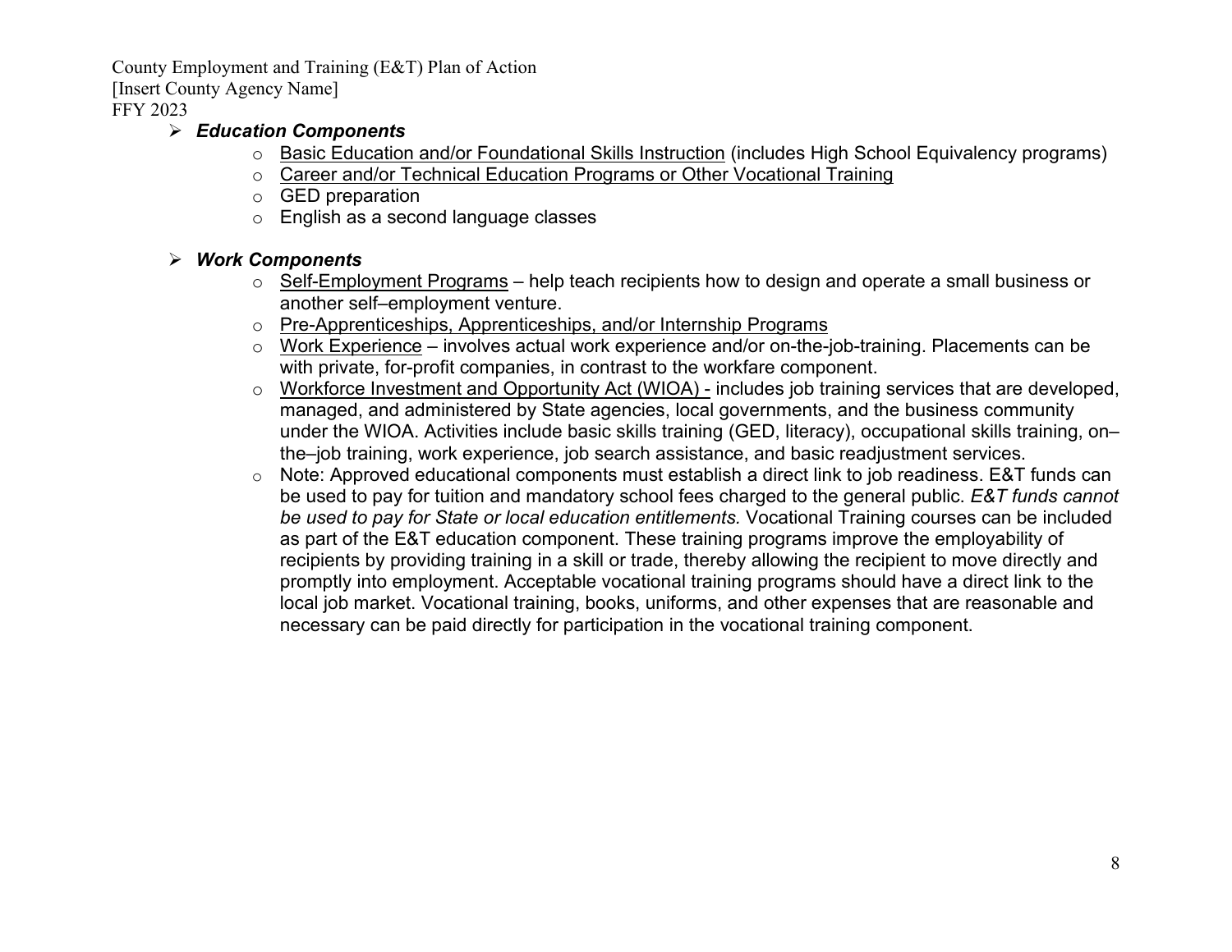- ***Education Components***
  - Basic Education and/or Foundational Skills Instruction (includes High School Equivalency programs)
  - Career and/or Technical Education Programs or Other Vocational Training
  - GED preparation
  - English as a second language classes

- ***Work Components***
  - Self-Employment Programs – help teach recipients how to design and operate a small business or another self–employment venture.
  - Pre-Apprenticeships, Apprenticeships, and/or Internship Programs
  - Work Experience – involves actual work experience and/or on-the-job-training. Placements can be with private, for-profit companies, in contrast to the workfare component.
  - Workforce Investment and Opportunity Act (WIOA) - includes job training services that are developed, managed, and administered by State agencies, local governments, and the business community under the WIOA. Activities include basic skills training (GED, literacy), occupational skills training, on–the–job training, work experience, job search assistance, and basic readjustment services.
  - Note: Approved educational components must establish a direct link to job readiness. E&T funds can be used to pay for tuition and mandatory school fees charged to the general public. *E&T funds cannot be used to pay for State or local education entitlements.* Vocational Training courses can be included as part of the E&T education component. These training programs improve the employability of recipients by providing training in a skill or trade, thereby allowing the recipient to move directly and promptly into employment. Acceptable vocational training programs should have a direct link to the local job market. Vocational training, books, uniforms, and other expenses that are reasonable and necessary can be paid directly for participation in the vocational training component.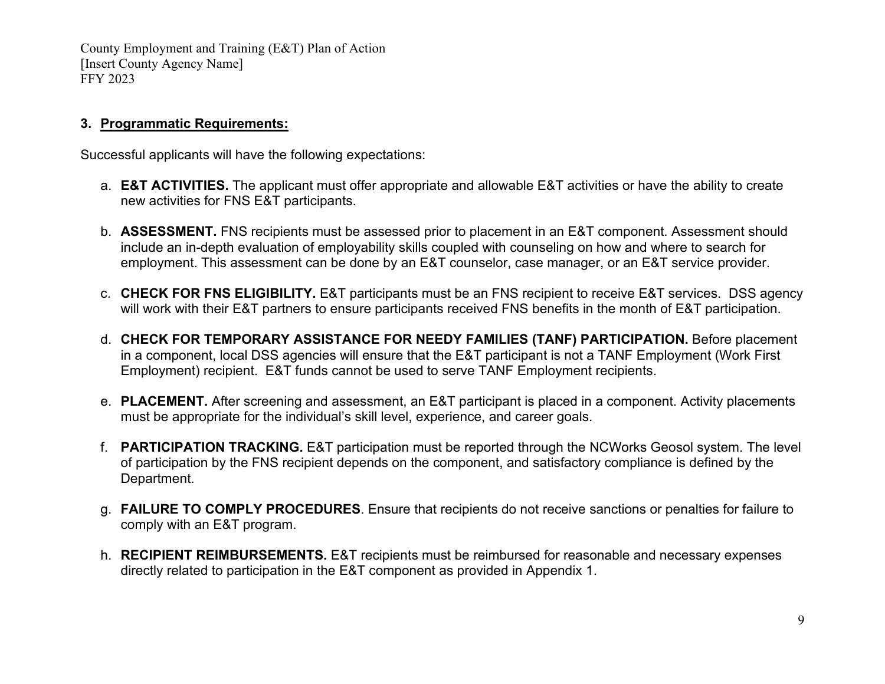### 3. Programmatic Requirements:

Successful applicants will have the following expectations:

a. **E&T ACTIVITIES.** The applicant must offer appropriate and allowable E&T activities or have the ability to create new activities for FNS E&T participants.

b. **ASSESSMENT.** FNS recipients must be assessed prior to placement in an E&T component. Assessment should include an in-depth evaluation of employability skills coupled with counseling on how and where to search for employment. This assessment can be done by an E&T counselor, case manager, or an E&T service provider.

c. **CHECK FOR FNS ELIGIBILITY.** E&T participants must be an FNS recipient to receive E&T services. DSS agency will work with their E&T partners to ensure participants received FNS benefits in the month of E&T participation.

d. **CHECK FOR TEMPORARY ASSISTANCE FOR NEEDY FAMILIES (TANF) PARTICIPATION.** Before placement in a component, local DSS agencies will ensure that the E&T participant is not a TANF Employment (Work First Employment) recipient. E&T funds cannot be used to serve TANF Employment recipients.

e. **PLACEMENT.** After screening and assessment, an E&T participant is placed in a component. Activity placements must be appropriate for the individual's skill level, experience, and career goals.

f. **PARTICIPATION TRACKING.** E&T participation must be reported through the NCWorks Geosol system. The level of participation by the FNS recipient depends on the component, and satisfactory compliance is defined by the Department.

g. **FAILURE TO COMPLY PROCEDURES**. Ensure that recipients do not receive sanctions or penalties for failure to comply with an E&T program.

h. **RECIPIENT REIMBURSEMENTS.** E&T recipients must be reimbursed for reasonable and necessary expenses directly related to participation in the E&T component as provided in Appendix 1.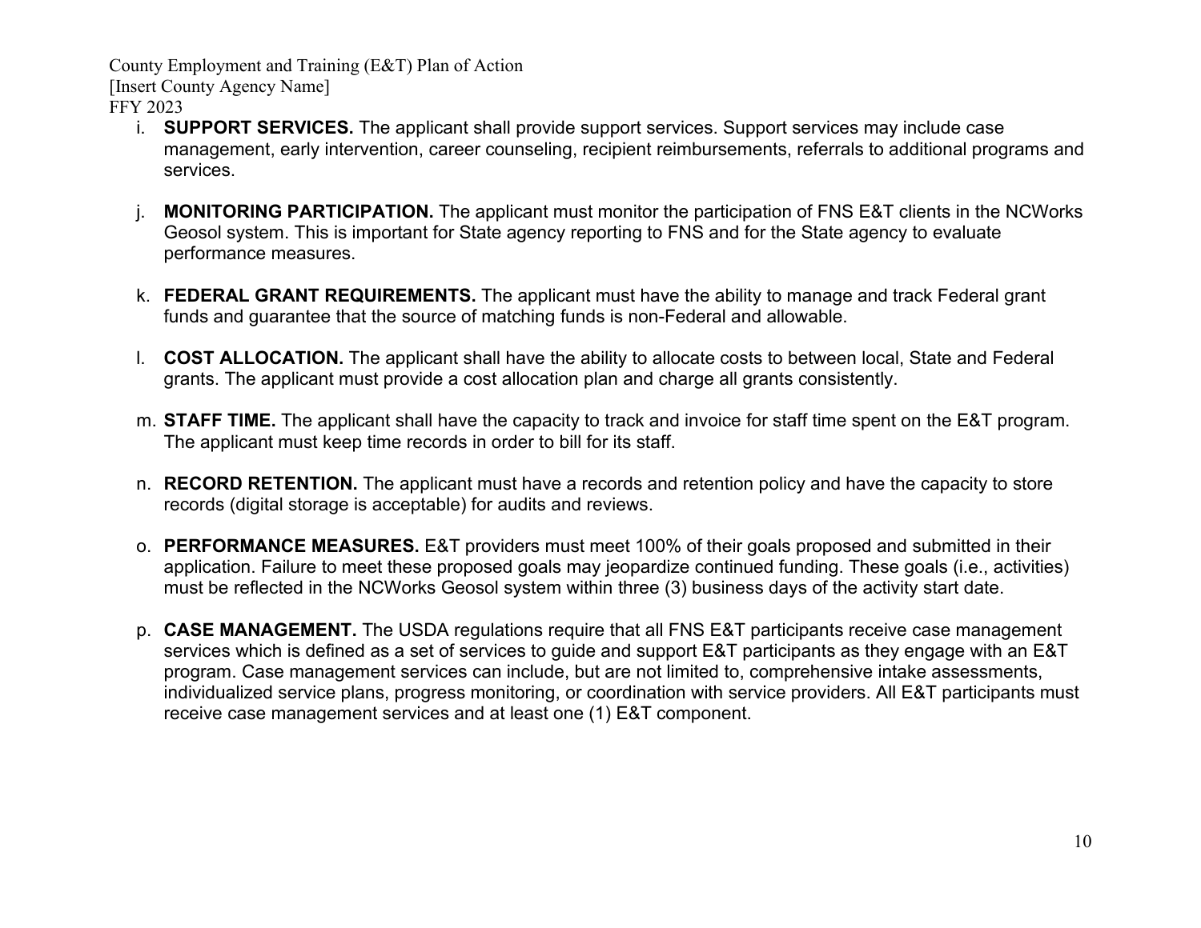i. **SUPPORT SERVICES.** The applicant shall provide support services. Support services may include case management, early intervention, career counseling, recipient reimbursements, referrals to additional programs and services.

j. **MONITORING PARTICIPATION.** The applicant must monitor the participation of FNS E&T clients in the NCWorks Geosol system. This is important for State agency reporting to FNS and for the State agency to evaluate performance measures.

k. **FEDERAL GRANT REQUIREMENTS.** The applicant must have the ability to manage and track Federal grant funds and guarantee that the source of matching funds is non-Federal and allowable.

l. **COST ALLOCATION.** The applicant shall have the ability to allocate costs to between local, State and Federal grants. The applicant must provide a cost allocation plan and charge all grants consistently.

m. **STAFF TIME.** The applicant shall have the capacity to track and invoice for staff time spent on the E&T program. The applicant must keep time records in order to bill for its staff.

n. **RECORD RETENTION.** The applicant must have a records and retention policy and have the capacity to store records (digital storage is acceptable) for audits and reviews.

o. **PERFORMANCE MEASURES.** E&T providers must meet 100% of their goals proposed and submitted in their application. Failure to meet these proposed goals may jeopardize continued funding. These goals (i.e., activities) must be reflected in the NCWorks Geosol system within three (3) business days of the activity start date.

p. **CASE MANAGEMENT.** The USDA regulations require that all FNS E&T participants receive case management services which is defined as a set of services to guide and support E&T participants as they engage with an E&T program. Case management services can include, but are not limited to, comprehensive intake assessments, individualized service plans, progress monitoring, or coordination with service providers. All E&T participants must receive case management services and at least one (1) E&T component.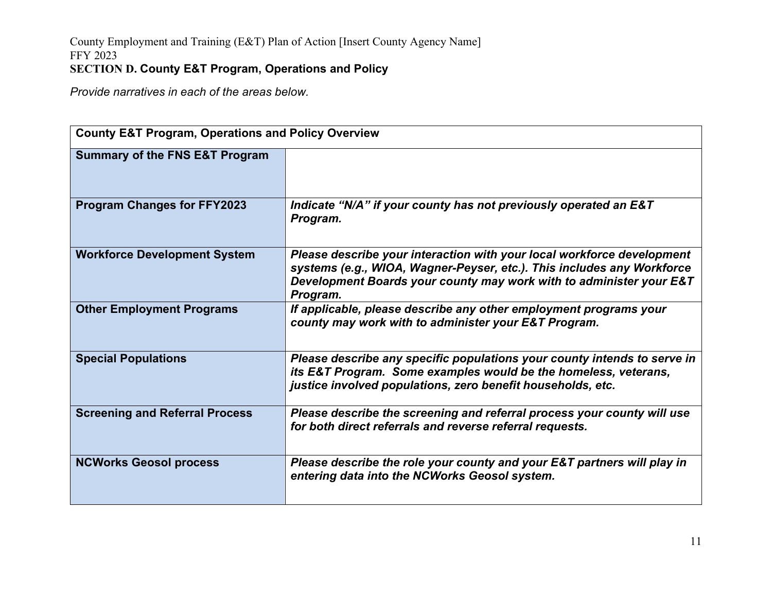County Employment and Training (E&T) Plan of Action [Insert County Agency Name]
FFY 2023

**SECTION D. County E&T Program, Operations and Policy**

*Provide narratives in each of the areas below.*

| **County E&T Program, Operations and Policy Overview** | |
|---|---|
| **Summary of the FNS E&T Program** | |
| **Program Changes for FFY2023** | ***Indicate "N/A" if your county has not previously operated an E&T Program.*** |
| **Workforce Development System** | ***Please describe your interaction with your local workforce development systems (e.g., WIOA, Wagner-Peyser, etc.). This includes any Workforce Development Boards your county may work with to administer your E&T Program.*** |
| **Other Employment Programs** | ***If applicable, please describe any other employment programs your county may work with to administer your E&T Program.*** |
| **Special Populations** | ***Please describe any specific populations your county intends to serve in its E&T Program. Some examples would be the homeless, veterans, justice involved populations, zero benefit households, etc.*** |
| **Screening and Referral Process** | ***Please describe the screening and referral process your county will use for both direct referrals and reverse referral requests.*** |
| **NCWorks Geosol process** | ***Please describe the role your county and your E&T partners will play in entering data into the NCWorks Geosol system.*** |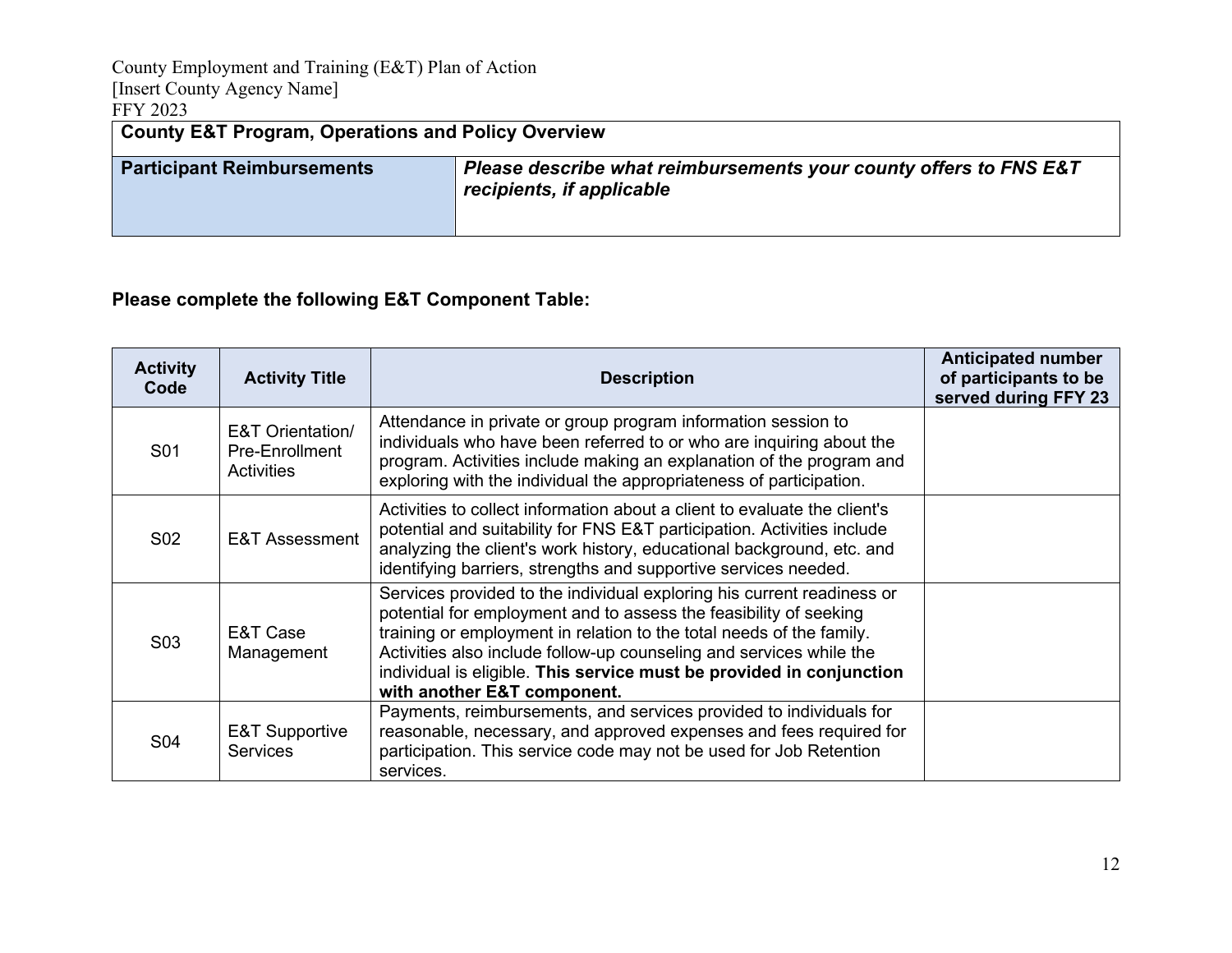| County E&T Program, Operations and Policy Overview | |
|---|---|
| **Participant Reimbursements** | ***Please describe what reimbursements your county offers to FNS E&T recipients, if applicable*** |

**Please complete the following E&T Component Table:**

| Activity Code | Activity Title | Description | Anticipated number of participants to be served during FFY 23 |
|---|---|---|---|
| S01 | E&T Orientation/ Pre-Enrollment Activities | Attendance in private or group program information session to individuals who have been referred to or who are inquiring about the program. Activities include making an explanation of the program and exploring with the individual the appropriateness of participation. | |
| S02 | E&T Assessment | Activities to collect information about a client to evaluate the client's potential and suitability for FNS E&T participation. Activities include analyzing the client's work history, educational background, etc. and identifying barriers, strengths and supportive services needed. | |
| S03 | E&T Case Management | Services provided to the individual exploring his current readiness or potential for employment and to assess the feasibility of seeking training or employment in relation to the total needs of the family. Activities also include follow-up counseling and services while the individual is eligible. **This service must be provided in conjunction with another E&T component.** | |
| S04 | E&T Supportive Services | Payments, reimbursements, and services provided to individuals for reasonable, necessary, and approved expenses and fees required for participation. This service code may not be used for Job Retention services. | |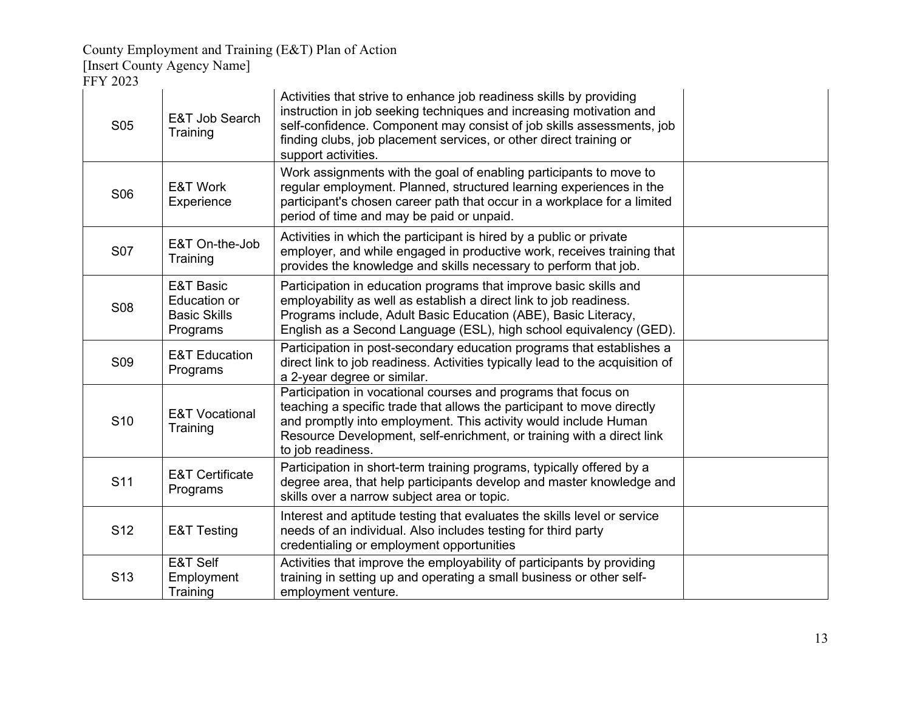| | | | |
|---|---|---|---|
| S05 | E&T Job Search Training | Activities that strive to enhance job readiness skills by providing instruction in job seeking techniques and increasing motivation and self-confidence. Component may consist of job skills assessments, job finding clubs, job placement services, or other direct training or support activities. | |
| S06 | E&T Work Experience | Work assignments with the goal of enabling participants to move to regular employment. Planned, structured learning experiences in the participant's chosen career path that occur in a workplace for a limited period of time and may be paid or unpaid. | |
| S07 | E&T On-the-Job Training | Activities in which the participant is hired by a public or private employer, and while engaged in productive work, receives training that provides the knowledge and skills necessary to perform that job. | |
| S08 | E&T Basic Education or Basic Skills Programs | Participation in education programs that improve basic skills and employability as well as establish a direct link to job readiness. Programs include, Adult Basic Education (ABE), Basic Literacy, English as a Second Language (ESL), high school equivalency (GED). | |
| S09 | E&T Education Programs | Participation in post-secondary education programs that establishes a direct link to job readiness. Activities typically lead to the acquisition of a 2-year degree or similar. | |
| S10 | E&T Vocational Training | Participation in vocational courses and programs that focus on teaching a specific trade that allows the participant to move directly and promptly into employment. This activity would include Human Resource Development, self-enrichment, or training with a direct link to job readiness. | |
| S11 | E&T Certificate Programs | Participation in short-term training programs, typically offered by a degree area, that help participants develop and master knowledge and skills over a narrow subject area or topic. | |
| S12 | E&T Testing | Interest and aptitude testing that evaluates the skills level or service needs of an individual. Also includes testing for third party credentialing or employment opportunities | |
| S13 | E&T Self Employment Training | Activities that improve the employability of participants by providing training in setting up and operating a small business or other self-employment venture. | |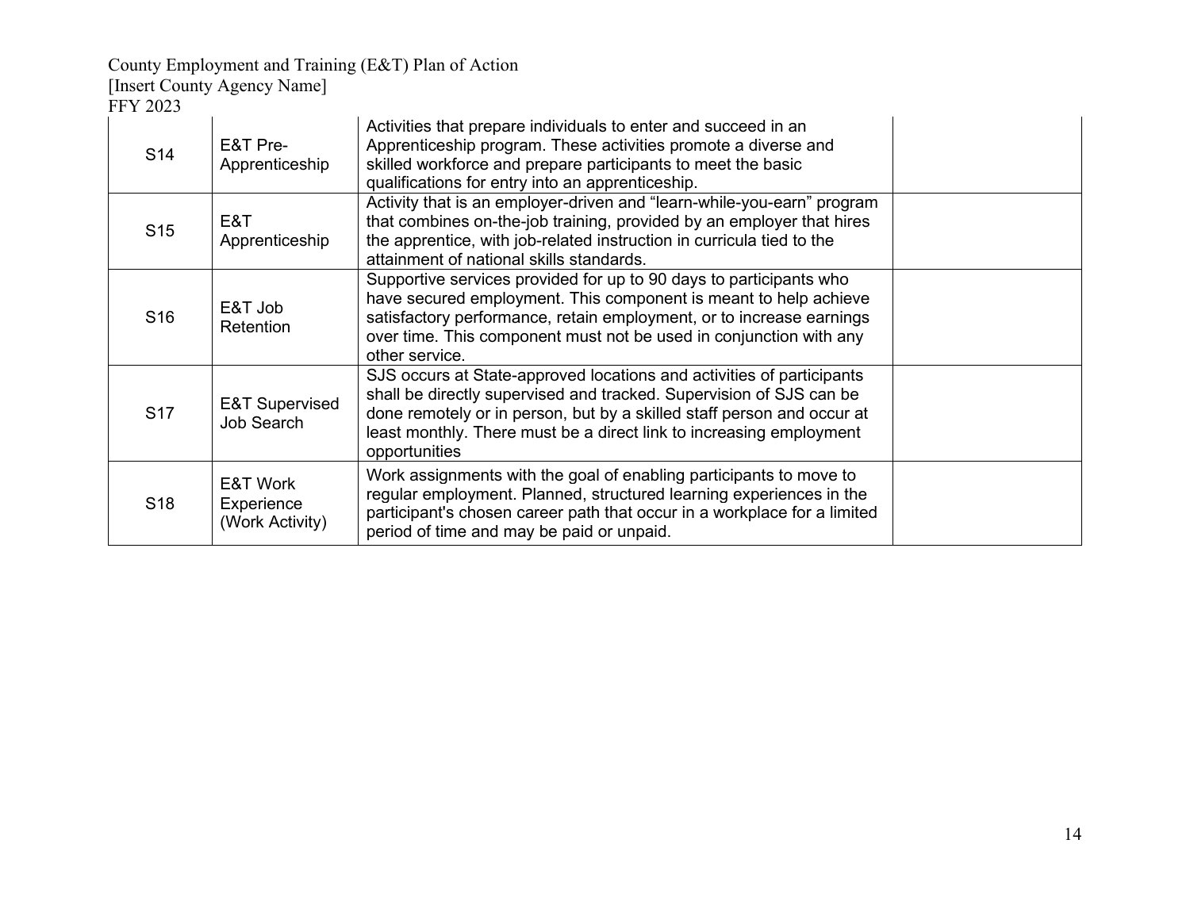| S14 | E&T Pre-Apprenticeship | Activities that prepare individuals to enter and succeed in an Apprenticeship program. These activities promote a diverse and skilled workforce and prepare participants to meet the basic qualifications for entry into an apprenticeship. | |
|---|---|---|---|
| S15 | E&T Apprenticeship | Activity that is an employer-driven and “learn-while-you-earn” program that combines on-the-job training, provided by an employer that hires the apprentice, with job-related instruction in curricula tied to the attainment of national skills standards. | |
| S16 | E&T Job Retention | Supportive services provided for up to 90 days to participants who have secured employment. This component is meant to help achieve satisfactory performance, retain employment, or to increase earnings over time. This component must not be used in conjunction with any other service. | |
| S17 | E&T Supervised Job Search | SJS occurs at State-approved locations and activities of participants shall be directly supervised and tracked. Supervision of SJS can be done remotely or in person, but by a skilled staff person and occur at least monthly. There must be a direct link to increasing employment opportunities | |
| S18 | E&T Work Experience (Work Activity) | Work assignments with the goal of enabling participants to move to regular employment. Planned, structured learning experiences in the participant's chosen career path that occur in a workplace for a limited period of time and may be paid or unpaid. | |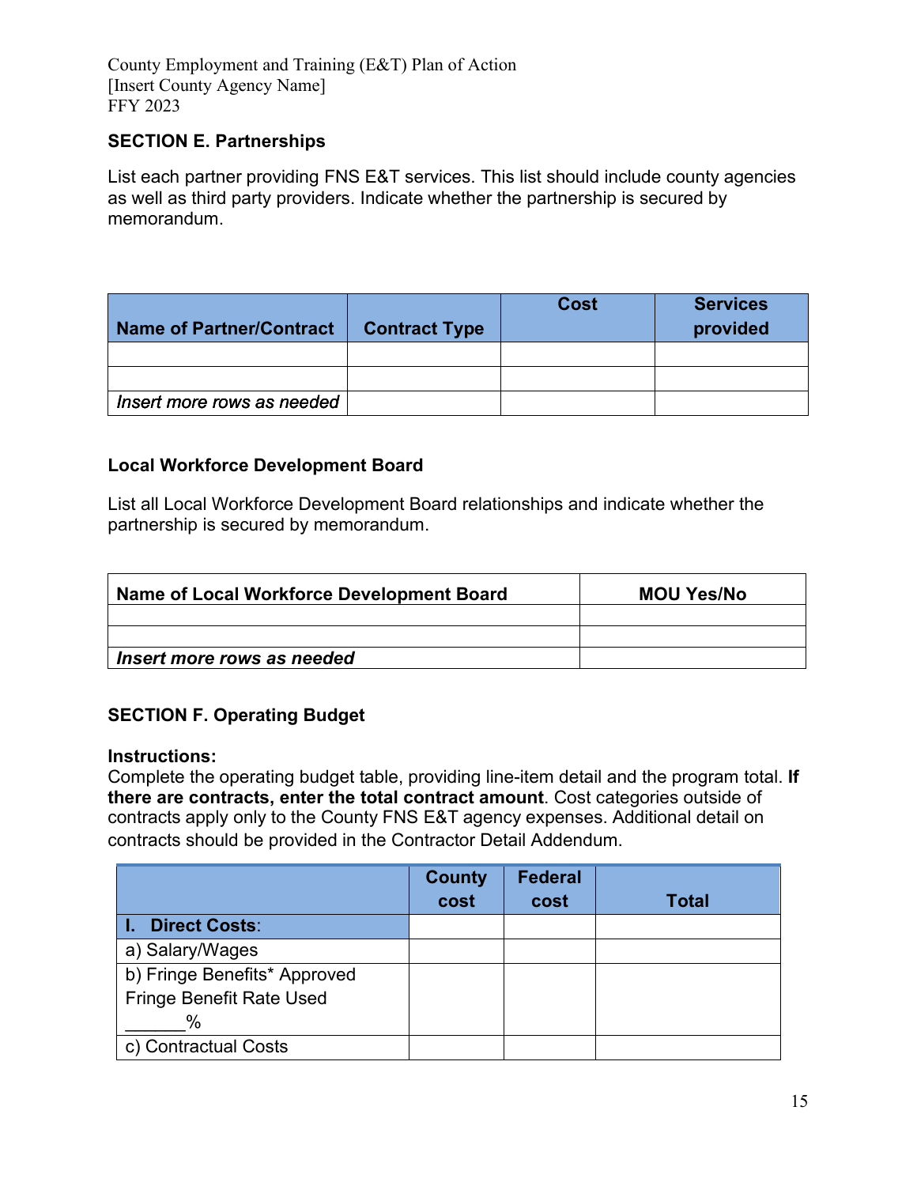County Employment and Training (E&T) Plan of Action
[Insert County Agency Name]
FFY 2023

### SECTION E. Partnerships

List each partner providing FNS E&T services. This list should include county agencies as well as third party providers. Indicate whether the partnership is secured by memorandum.

| Name of Partner/Contract | Contract Type | Cost | Services provided |
|---|---|---|---|
| | | | |
| | | | |
| *Insert more rows as needed* | | | |

### Local Workforce Development Board

List all Local Workforce Development Board relationships and indicate whether the partnership is secured by memorandum.

| Name of Local Workforce Development Board | MOU Yes/No |
|---|---|
| | |
| | |
| ***Insert more rows as needed*** | |

### SECTION F. Operating Budget

**Instructions:**
Complete the operating budget table, providing line-item detail and the program total. **If there are contracts, enter the total contract amount**. Cost categories outside of contracts apply only to the County FNS E&T agency expenses. Additional detail on contracts should be provided in the Contractor Detail Addendum.

| | County cost | Federal cost | Total |
|---|---|---|---|
| **I. Direct Costs**: | | | |
| a) Salary/Wages | | | |
| b) Fringe Benefits* Approved Fringe Benefit Rate Used ______% | | | |
| c) Contractual Costs | | | |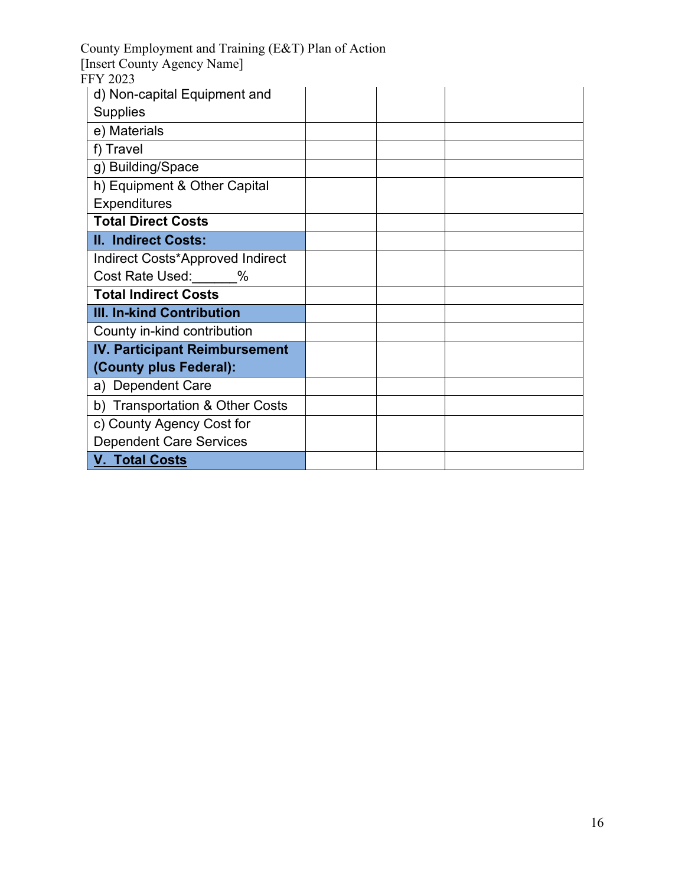| | | | |
|---|---|---|---|
| d) Non-capital Equipment and Supplies | | | |
| e) Materials | | | |
| f) Travel | | | |
| g) Building/Space | | | |
| h) Equipment & Other Capital Expenditures | | | |
| **Total Direct Costs** | | | |
| **II. Indirect Costs:** | | | |
| Indirect Costs*Approved Indirect Cost Rate Used:______% | | | |
| **Total Indirect Costs** | | | |
| **III. In-kind Contribution** | | | |
| County in-kind contribution | | | |
| **IV. Participant Reimbursement (County plus Federal):** | | | |
| a) Dependent Care | | | |
| b) Transportation & Other Costs | | | |
| c) County Agency Cost for Dependent Care Services | | | |
| **V. Total Costs** | | | |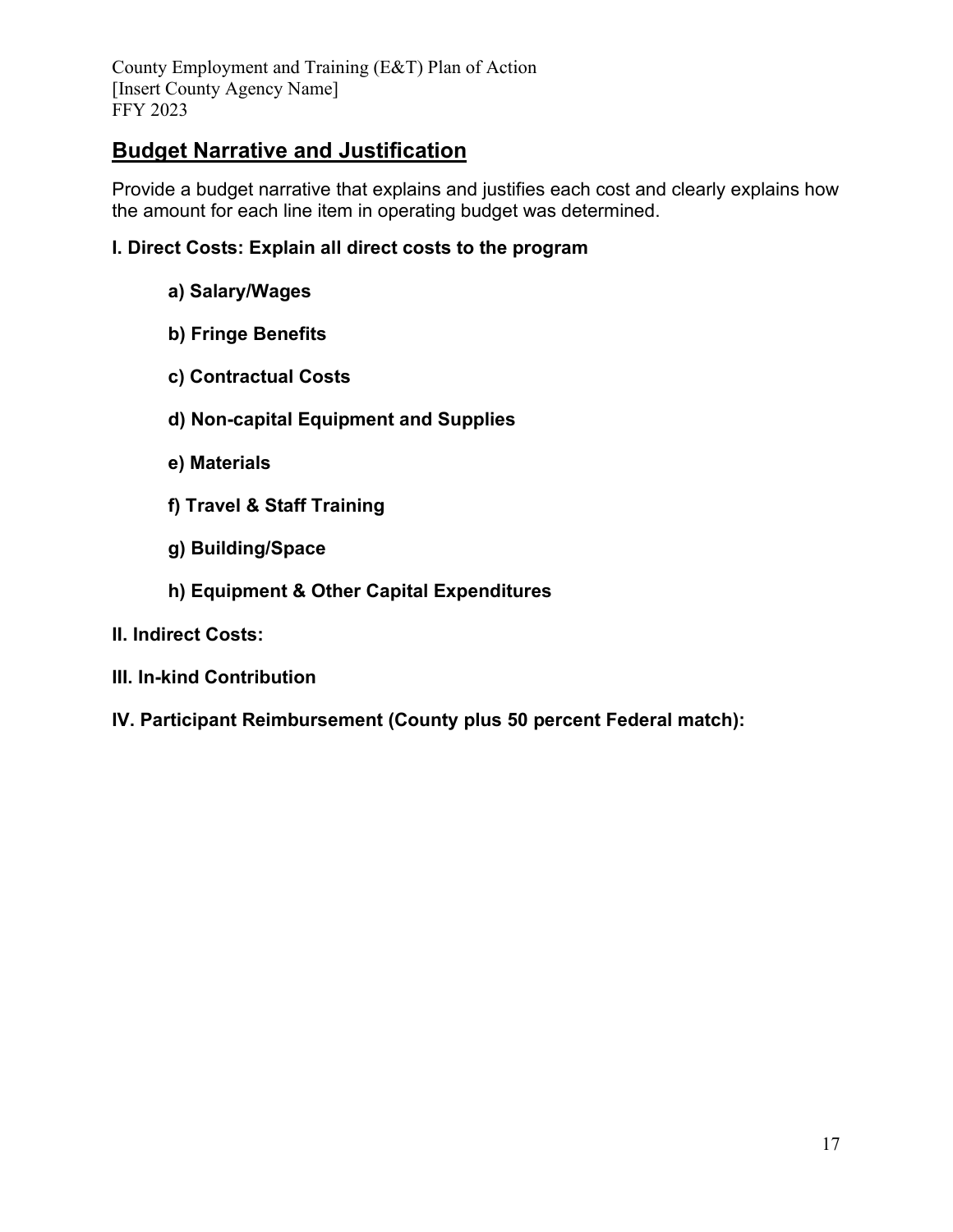## Budget Narrative and Justification

Provide a budget narrative that explains and justifies each cost and clearly explains how the amount for each line item in operating budget was determined.

**I. Direct Costs: Explain all direct costs to the program**

- **a) Salary/Wages**
- **b) Fringe Benefits**
- **c) Contractual Costs**
- **d) Non-capital Equipment and Supplies**
- **e) Materials**
- **f) Travel & Staff Training**
- **g) Building/Space**
- **h) Equipment & Other Capital Expenditures**

**II. Indirect Costs:**

**III. In-kind Contribution**

**IV. Participant Reimbursement (County plus 50 percent Federal match):**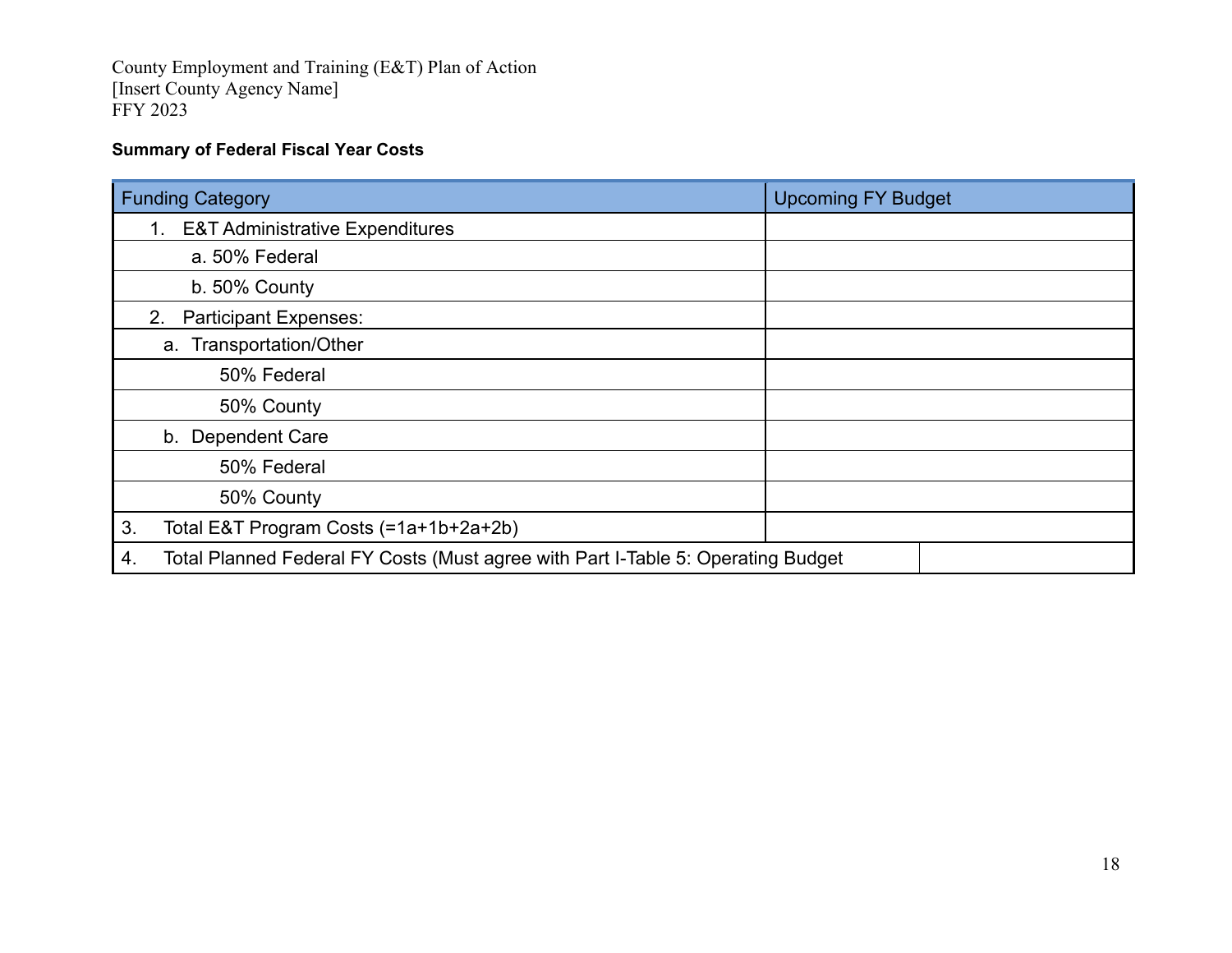County Employment and Training (E&T) Plan of Action
[Insert County Agency Name]
FFY 2023

**Summary of Federal Fiscal Year Costs**

| Funding Category | Upcoming FY Budget |
|---|---|
| 1. E&T Administrative Expenditures | |
| a. 50% Federal | |
| b. 50% County | |
| 2. Participant Expenses: | |
| a. Transportation/Other | |
| 50% Federal | |
| 50% County | |
| b. Dependent Care | |
| 50% Federal | |
| 50% County | |
| 3. Total E&T Program Costs (=1a+1b+2a+2b) | |
| 4. Total Planned Federal FY Costs (Must agree with Part I-Table 5: Operating Budget | |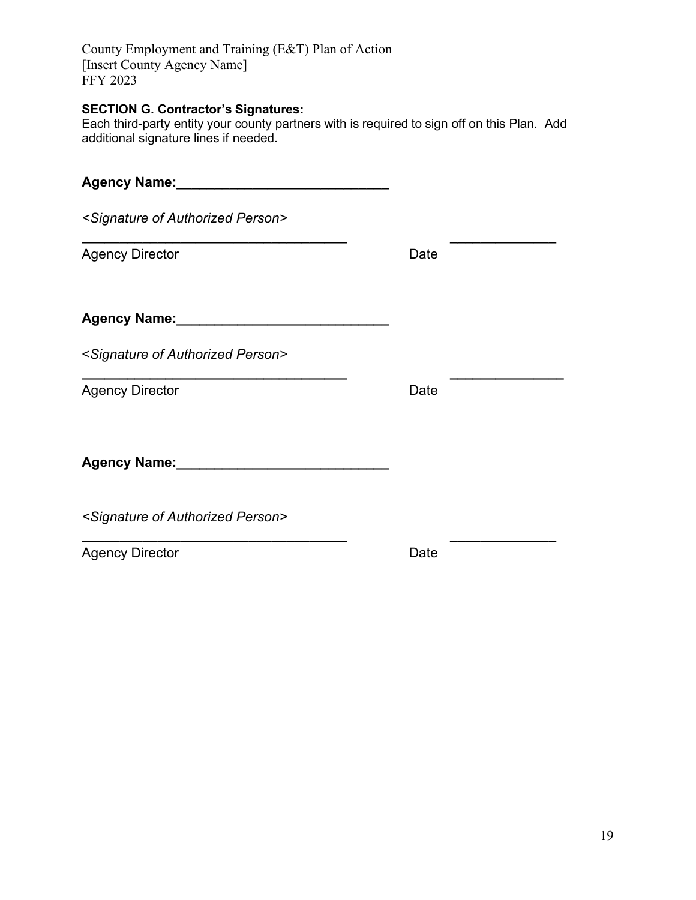County Employment and Training (E&T) Plan of Action
[Insert County Agency Name]
FFY 2023

**SECTION G. Contractor's Signatures:**
Each third-party entity your county partners with is required to sign off on this Plan. Add additional signature lines if needed.

**Agency Name:___________________________**

*<Signature of Authorized Person>*

___________________________________ ______________
Agency Director Date

**Agency Name:___________________________**

*<Signature of Authorized Person>*

___________________________________ ______________
Agency Director Date

**Agency Name:___________________________**

*<Signature of Authorized Person>*

___________________________________ ______________
Agency Director Date